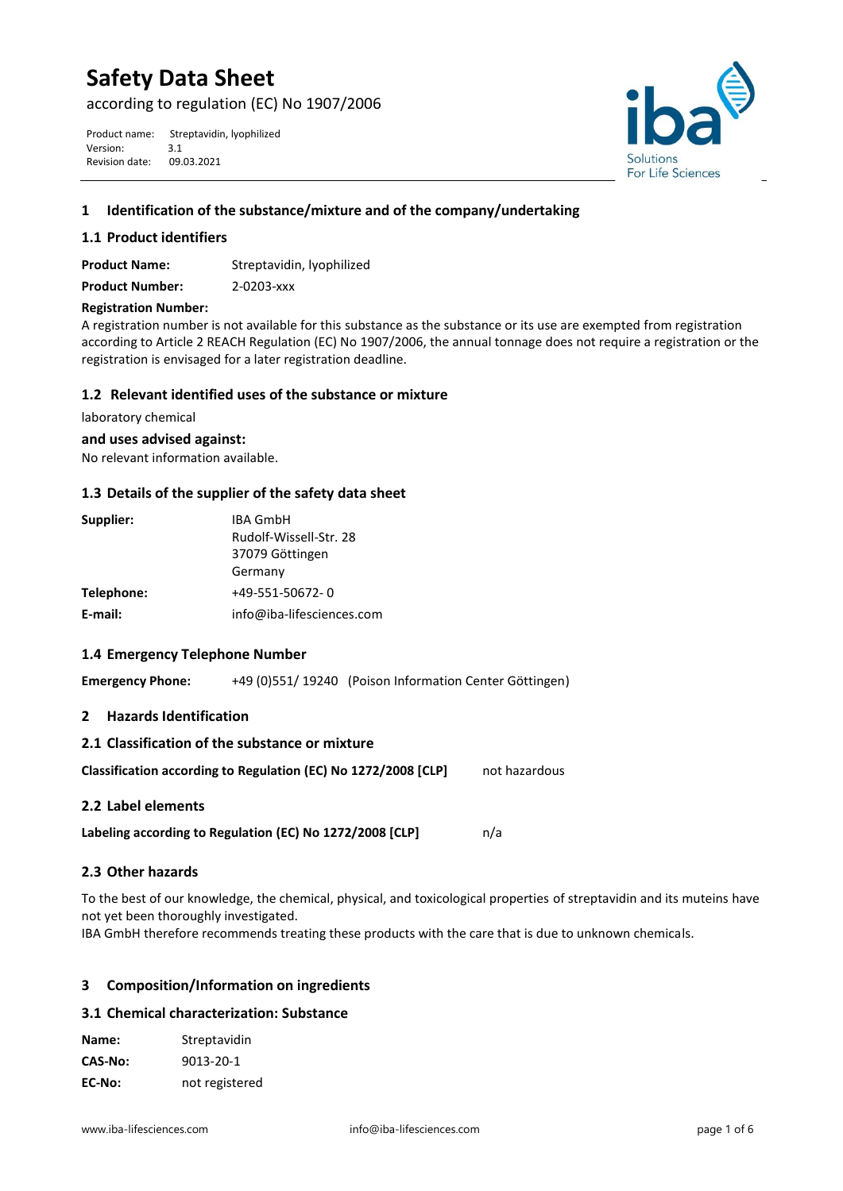# Safety Data Sheet

according to regulation (EC) No 1907/2006

Product name: Streptavidin, lyophilized
Version: 3.1
Revision date: 09.03.2021

## 1 Identification of the substance/mixture and of the company/undertaking

### 1.1 Product identifiers

**Product Name:** Streptavidin, lyophilized

**Product Number:** 2-0203-xxx

**Registration Number:**

A registration number is not available for this substance as the substance or its use are exempted from registration according to Article 2 REACH Regulation (EC) No 1907/2006, the annual tonnage does not require a registration or the registration is envisaged for a later registration deadline.

### 1.2 Relevant identified uses of the substance or mixture

laboratory chemical

**and uses advised against:**

No relevant information available.

### 1.3 Details of the supplier of the safety data sheet

**Supplier:** IBA GmbH
Rudolf-Wissell-Str. 28
37079 Göttingen
Germany

**Telephone:** +49-551-50672- 0

**E-mail:** info@iba-lifesciences.com

### 1.4 Emergency Telephone Number

**Emergency Phone:** +49 (0)551/ 19240 (Poison Information Center Göttingen)

## 2 Hazards Identification

### 2.1 Classification of the substance or mixture

**Classification according to Regulation (EC) No 1272/2008 [CLP]** not hazardous

### 2.2 Label elements

**Labeling according to Regulation (EC) No 1272/2008 [CLP]** n/a

### 2.3 Other hazards

To the best of our knowledge, the chemical, physical, and toxicological properties of streptavidin and its muteins have not yet been thoroughly investigated.
IBA GmbH therefore recommends treating these products with the care that is due to unknown chemicals.

## 3 Composition/Information on ingredients

### 3.1 Chemical characterization: Substance

**Name:** Streptavidin

**CAS-No:** 9013-20-1

**EC-No:** not registered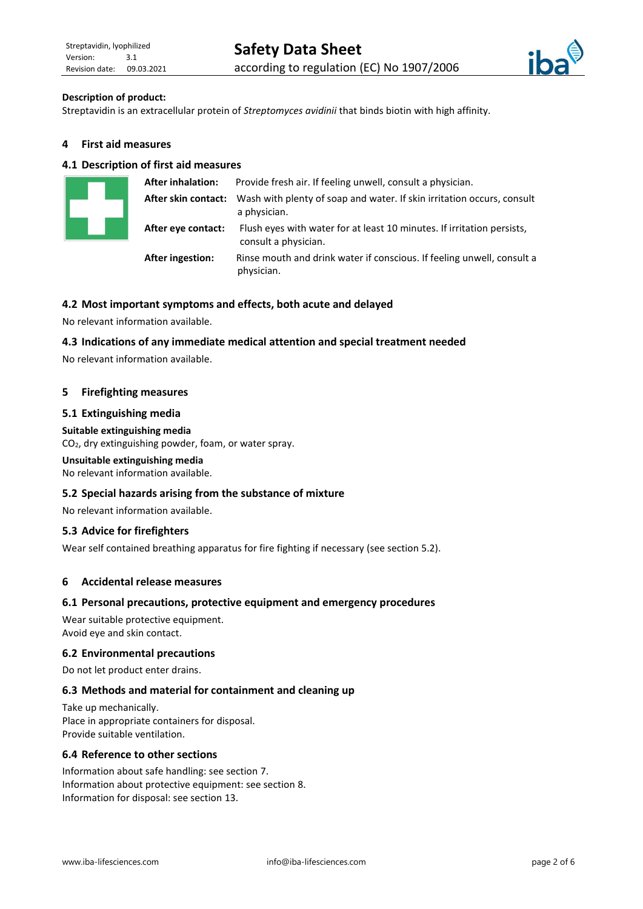**Description of product:**
Streptavidin is an extracellular protein of *Streptomyces avidinii* that binds biotin with high affinity.

## 4 First aid measures

### 4.1 Description of first aid measures

**After inhalation:** Provide fresh air. If feeling unwell, consult a physician.

**After skin contact:** Wash with plenty of soap and water. If skin irritation occurs, consult a physician.

**After eye contact:** Flush eyes with water for at least 10 minutes. If irritation persists, consult a physician.

**After ingestion:** Rinse mouth and drink water if conscious. If feeling unwell, consult a physician.

### 4.2 Most important symptoms and effects, both acute and delayed

No relevant information available.

### 4.3 Indications of any immediate medical attention and special treatment needed

No relevant information available.

## 5 Firefighting measures

### 5.1 Extinguishing media

**Suitable extinguishing media**
$CO_2$, dry extinguishing powder, foam, or water spray.

**Unsuitable extinguishing media**
No relevant information available.

### 5.2 Special hazards arising from the substance of mixture

No relevant information available.

### 5.3 Advice for firefighters

Wear self contained breathing apparatus for fire fighting if necessary (see section 5.2).

## 6 Accidental release measures

### 6.1 Personal precautions, protective equipment and emergency procedures

Wear suitable protective equipment.
Avoid eye and skin contact.

### 6.2 Environmental precautions

Do not let product enter drains.

### 6.3 Methods and material for containment and cleaning up

Take up mechanically.
Place in appropriate containers for disposal.
Provide suitable ventilation.

### 6.4 Reference to other sections

Information about safe handling: see section 7.
Information about protective equipment: see section 8.
Information for disposal: see section 13.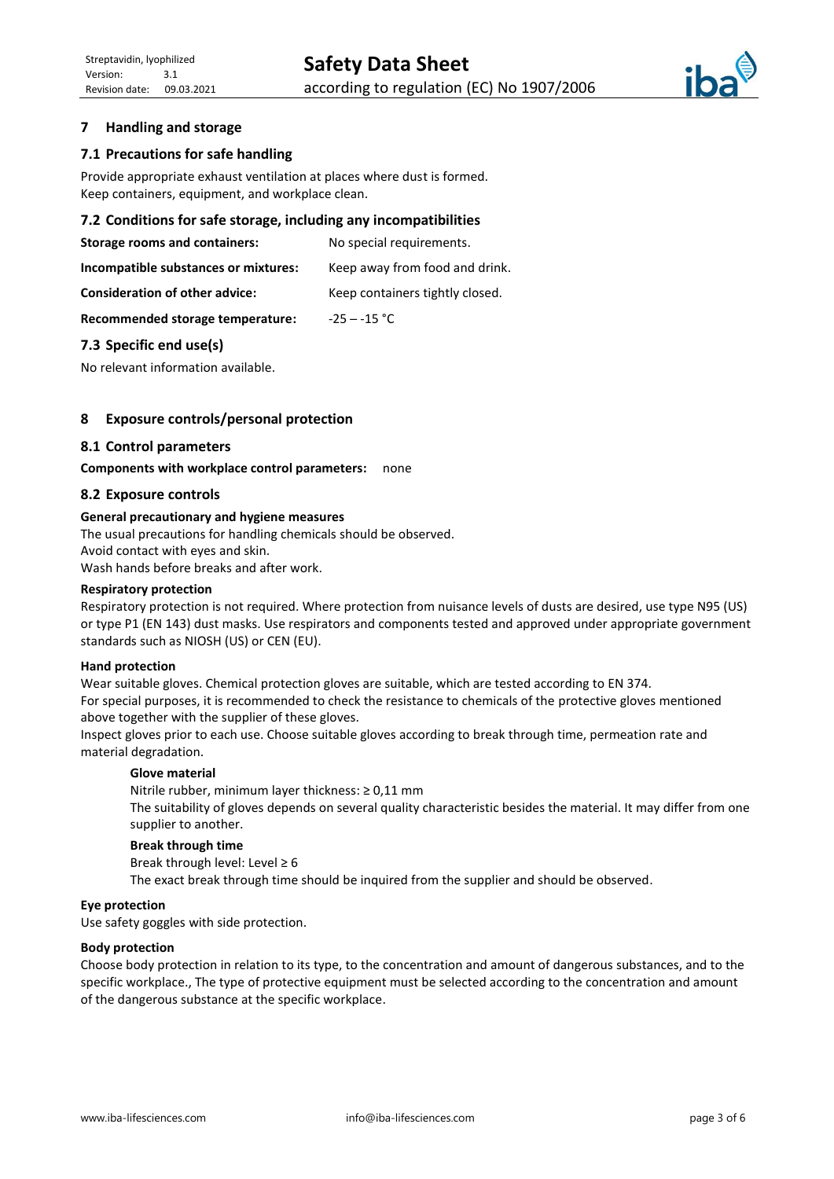## 7 Handling and storage

### 7.1 Precautions for safe handling

Provide appropriate exhaust ventilation at places where dust is formed.
Keep containers, equipment, and workplace clean.

### 7.2 Conditions for safe storage, including any incompatibilities

| | |
|---|---|
| **Storage rooms and containers:** | No special requirements. |
| **Incompatible substances or mixtures:** | Keep away from food and drink. |
| **Consideration of other advice:** | Keep containers tightly closed. |
| **Recommended storage temperature:** | -25 – -15 °C |

### 7.3 Specific end use(s)

No relevant information available.

## 8 Exposure controls/personal protection

### 8.1 Control parameters

**Components with workplace control parameters:** none

### 8.2 Exposure controls

**General precautionary and hygiene measures**

The usual precautions for handling chemicals should be observed.
Avoid contact with eyes and skin.
Wash hands before breaks and after work.

**Respiratory protection**

Respiratory protection is not required. Where protection from nuisance levels of dusts are desired, use type N95 (US) or type P1 (EN 143) dust masks. Use respirators and components tested and approved under appropriate government standards such as NIOSH (US) or CEN (EU).

**Hand protection**

Wear suitable gloves. Chemical protection gloves are suitable, which are tested according to EN 374.
For special purposes, it is recommended to check the resistance to chemicals of the protective gloves mentioned above together with the supplier of these gloves.
Inspect gloves prior to each use. Choose suitable gloves according to break through time, permeation rate and material degradation.

**Glove material**

Nitrile rubber, minimum layer thickness: ≥ 0,11 mm
The suitability of gloves depends on several quality characteristic besides the material. It may differ from one supplier to another.

**Break through time**

Break through level: Level ≥ 6
The exact break through time should be inquired from the supplier and should be observed.

**Eye protection**

Use safety goggles with side protection.

**Body protection**

Choose body protection in relation to its type, to the concentration and amount of dangerous substances, and to the specific workplace., The type of protective equipment must be selected according to the concentration and amount of the dangerous substance at the specific workplace.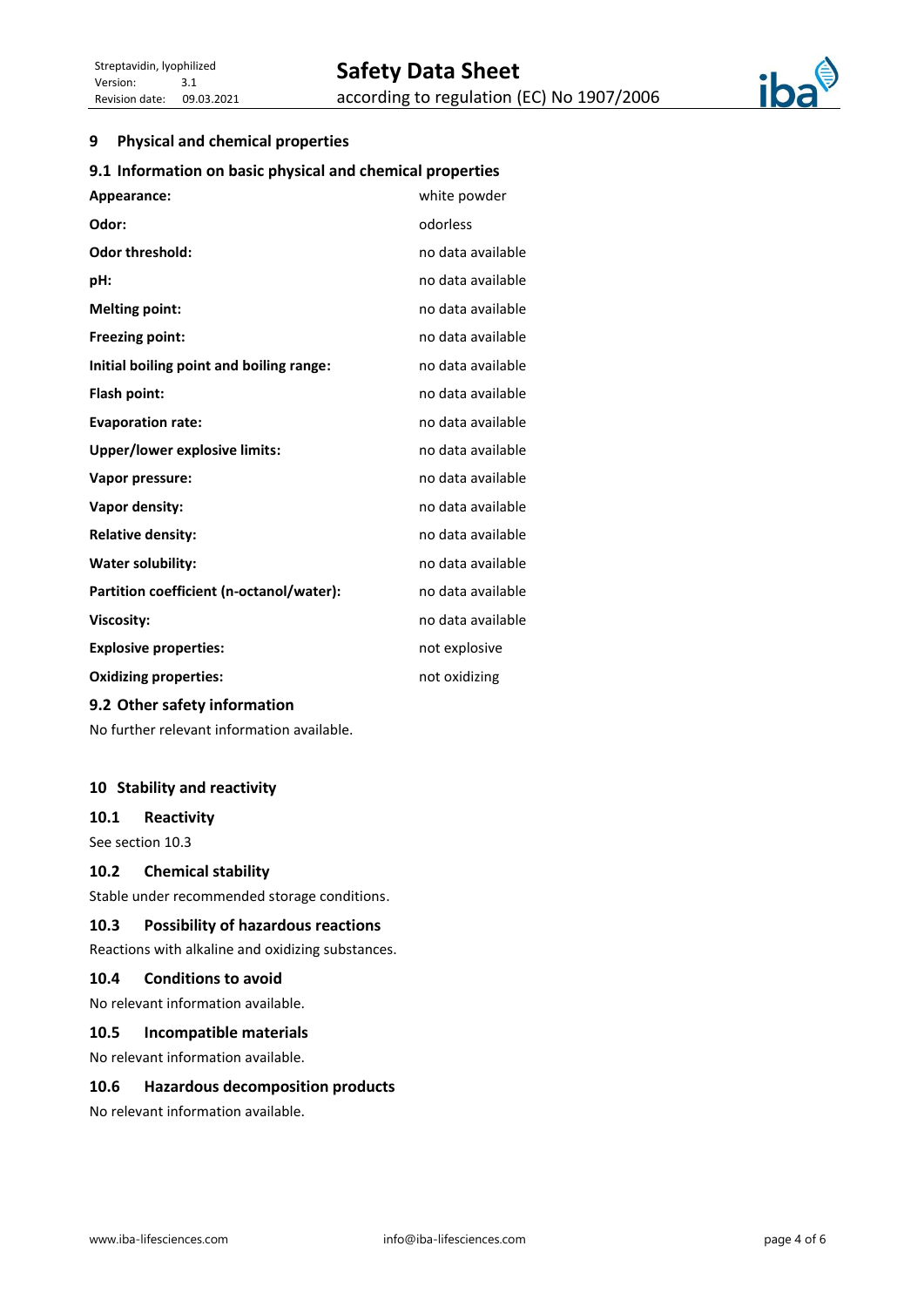## 9 Physical and chemical properties

### 9.1 Information on basic physical and chemical properties

| | |
|---|---|
| **Appearance:** | white powder |
| **Odor:** | odorless |
| **Odor threshold:** | no data available |
| **pH:** | no data available |
| **Melting point:** | no data available |
| **Freezing point:** | no data available |
| **Initial boiling point and boiling range:** | no data available |
| **Flash point:** | no data available |
| **Evaporation rate:** | no data available |
| **Upper/lower explosive limits:** | no data available |
| **Vapor pressure:** | no data available |
| **Vapor density:** | no data available |
| **Relative density:** | no data available |
| **Water solubility:** | no data available |
| **Partition coefficient (n-octanol/water):** | no data available |
| **Viscosity:** | no data available |
| **Explosive properties:** | not explosive |
| **Oxidizing properties:** | not oxidizing |

### 9.2 Other safety information

No further relevant information available.

## 10 Stability and reactivity

### 10.1 Reactivity

See section 10.3

### 10.2 Chemical stability

Stable under recommended storage conditions.

### 10.3 Possibility of hazardous reactions

Reactions with alkaline and oxidizing substances.

### 10.4 Conditions to avoid

No relevant information available.

### 10.5 Incompatible materials

No relevant information available.

### 10.6 Hazardous decomposition products

No relevant information available.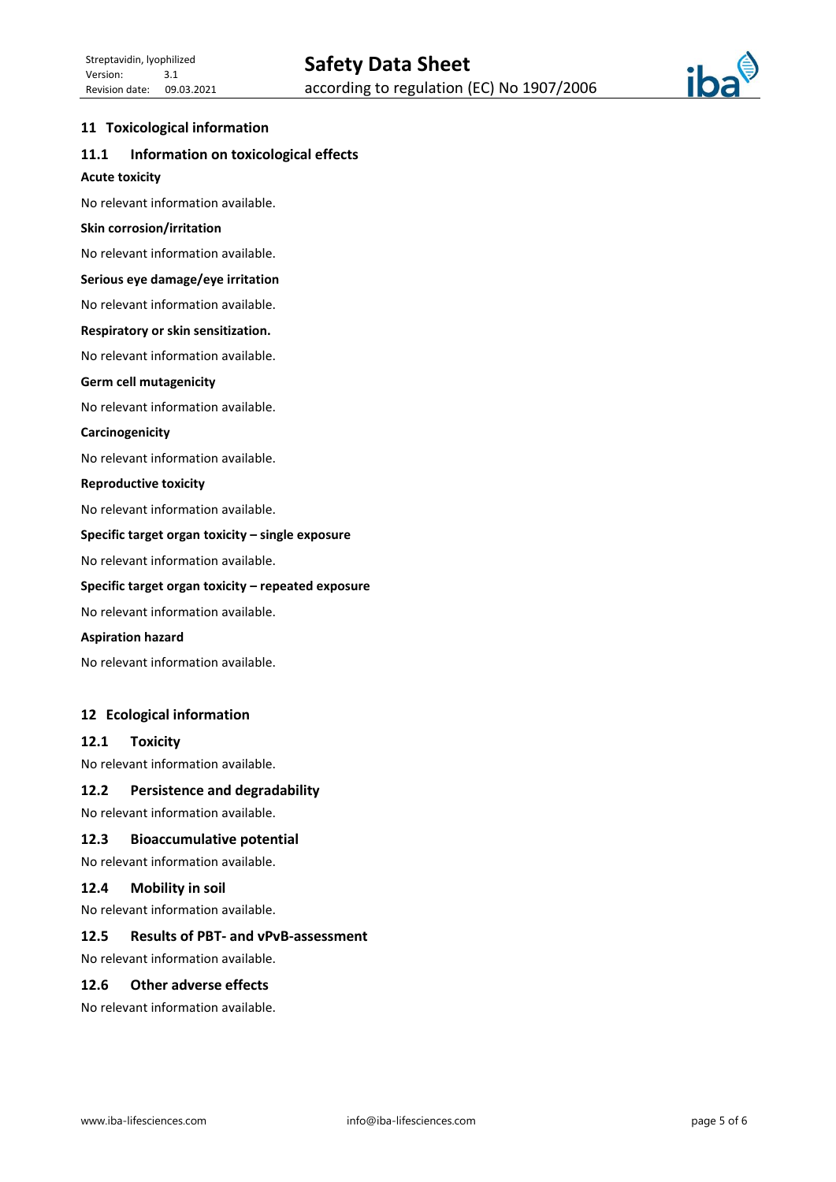## 11 Toxicological information

### 11.1 Information on toxicological effects

**Acute toxicity**

No relevant information available.

**Skin corrosion/irritation**

No relevant information available.

**Serious eye damage/eye irritation**

No relevant information available.

**Respiratory or skin sensitization.**

No relevant information available.

**Germ cell mutagenicity**

No relevant information available.

**Carcinogenicity**

No relevant information available.

**Reproductive toxicity**

No relevant information available.

**Specific target organ toxicity – single exposure**

No relevant information available.

**Specific target organ toxicity – repeated exposure**

No relevant information available.

**Aspiration hazard**

No relevant information available.

## 12 Ecological information

### 12.1 Toxicity

No relevant information available.

### 12.2 Persistence and degradability

No relevant information available.

### 12.3 Bioaccumulative potential

No relevant information available.

### 12.4 Mobility in soil

No relevant information available.

### 12.5 Results of PBT- and vPvB-assessment

No relevant information available.

### 12.6 Other adverse effects

No relevant information available.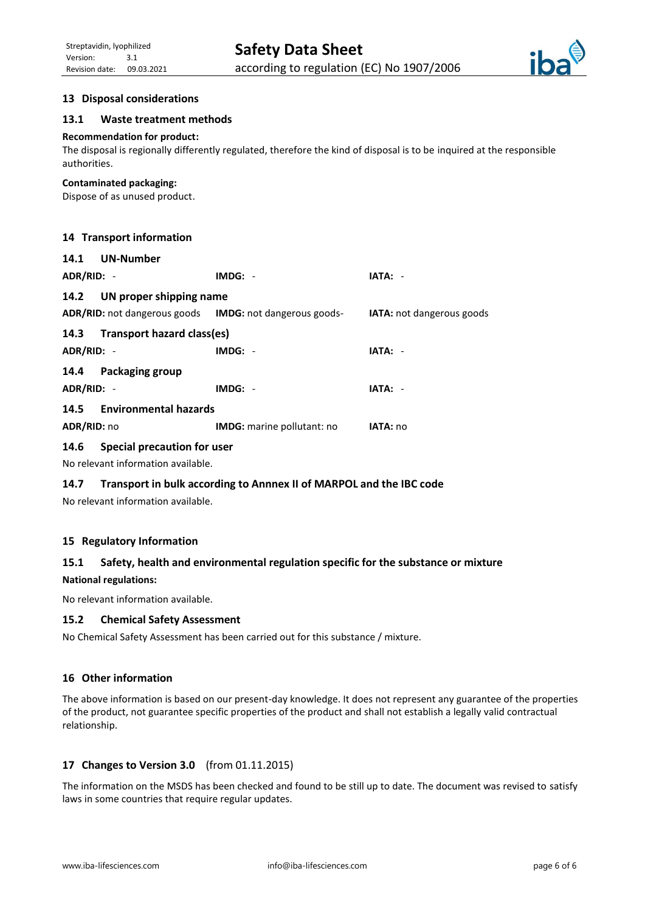## 13 Disposal considerations

### 13.1 Waste treatment methods

**Recommendation for product:**
The disposal is regionally differently regulated, therefore the kind of disposal is to be inquired at the responsible authorities.

**Contaminated packaging:**
Dispose of as unused product.

## 14 Transport information

### 14.1 UN-Number

| | | |
|---|---|---|
| **ADR/RID:** - | **IMDG:** - | **IATA:** - |

### 14.2 UN proper shipping name

| | | |
|---|---|---|
| **ADR/RID:** not dangerous goods | **IMDG:** not dangerous goods- | **IATA:** not dangerous goods |

### 14.3 Transport hazard class(es)

| | | |
|---|---|---|
| **ADR/RID:** - | **IMDG:** - | **IATA:** - |

### 14.4 Packaging group

| | | |
|---|---|---|
| **ADR/RID:** - | **IMDG:** - | **IATA:** - |

### 14.5 Environmental hazards

| | | |
|---|---|---|
| **ADR/RID:** no | **IMDG:** marine pollutant: no | **IATA:** no |

### 14.6 Special precaution for user

No relevant information available.

### 14.7 Transport in bulk according to Annnex II of MARPOL and the IBC code

No relevant information available.

## 15 Regulatory Information

### 15.1 Safety, health and environmental regulation specific for the substance or mixture

**National regulations:**

No relevant information available.

### 15.2 Chemical Safety Assessment

No Chemical Safety Assessment has been carried out for this substance / mixture.

## 16 Other information

The above information is based on our present-day knowledge. It does not represent any guarantee of the properties of the product, not guarantee specific properties of the product and shall not establish a legally valid contractual relationship.

## 17 Changes to Version 3.0 (from 01.11.2015)

The information on the MSDS has been checked and found to be still up to date. The document was revised to satisfy laws in some countries that require regular updates.